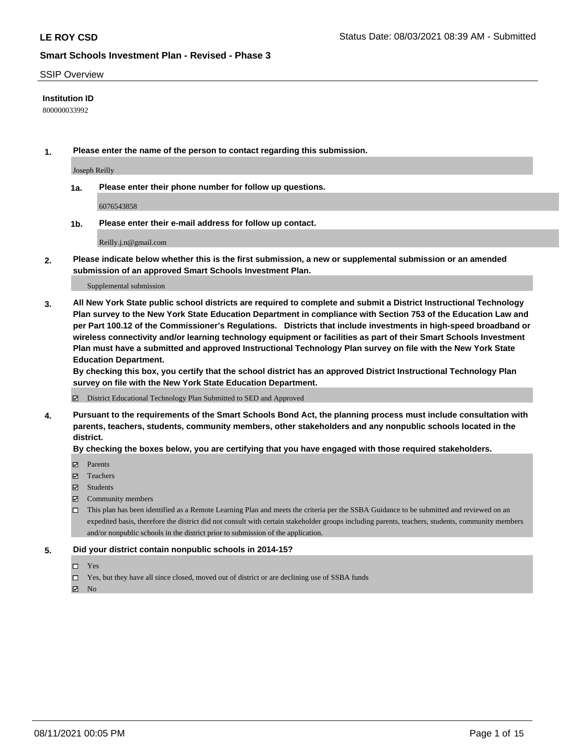# LE ROY CSD

Status Date: 08/03/2021 08:39 AM - Submitted

## Smart Schools Investment Plan - Revised - Phase 3

SSIP Overview

**Institution ID**

800000033992

**1. Please enter the name of the person to contact regarding this submission.**

Joseph Reilly

**1a. Please enter their phone number for follow up questions.**

6076543858

**1b. Please enter their e-mail address for follow up contact.**

Reilly.j.n@gmail.com

**2. Please indicate below whether this is the first submission, a new or supplemental submission or an amended submission of an approved Smart Schools Investment Plan.**

Supplemental submission

**3. All New York State public school districts are required to complete and submit a District Instructional Technology Plan survey to the New York State Education Department in compliance with Section 753 of the Education Law and per Part 100.12 of the Commissioner's Regulations. Districts that include investments in high-speed broadband or wireless connectivity and/or learning technology equipment or facilities as part of their Smart Schools Investment Plan must have a submitted and approved Instructional Technology Plan survey on file with the New York State Education Department.**

**By checking this box, you certify that the school district has an approved District Instructional Technology Plan survey on file with the New York State Education Department.**

- ☑ District Educational Technology Plan Submitted to SED and Approved

**4. Pursuant to the requirements of the Smart Schools Bond Act, the planning process must include consultation with parents, teachers, students, community members, other stakeholders and any nonpublic schools located in the district.**

**By checking the boxes below, you are certifying that you have engaged with those required stakeholders.**

- ☑ Parents
- ☑ Teachers
- ☑ Students
- ☑ Community members
- ☐ This plan has been identified as a Remote Learning Plan and meets the criteria per the SSBA Guidance to be submitted and reviewed on an expedited basis, therefore the district did not consult with certain stakeholder groups including parents, teachers, students, community members and/or nonpublic schools in the district prior to submission of the application.

**5. Did your district contain nonpublic schools in 2014-15?**

- ☐ Yes
- ☐ Yes, but they have all since closed, moved out of district or are declining use of SSBA funds
- ☑ No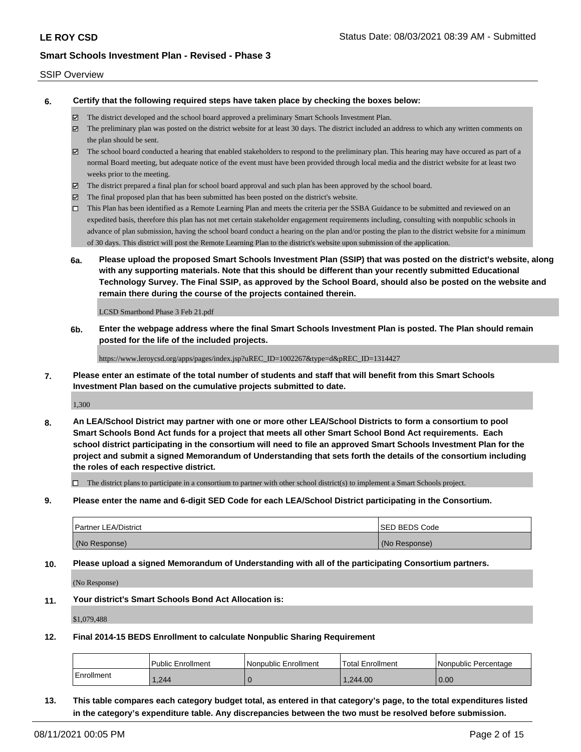SSIP Overview

**6. Certify that the following required steps have taken place by checking the boxes below:**

- ☑ The district developed and the school board approved a preliminary Smart Schools Investment Plan.
- ☑ The preliminary plan was posted on the district website for at least 30 days. The district included an address to which any written comments on the plan should be sent.
- ☑ The school board conducted a hearing that enabled stakeholders to respond to the preliminary plan. This hearing may have occured as part of a normal Board meeting, but adequate notice of the event must have been provided through local media and the district website for at least two weeks prior to the meeting.
- ☑ The district prepared a final plan for school board approval and such plan has been approved by the school board.
- ☑ The final proposed plan that has been submitted has been posted on the district's website.
- ☐ This Plan has been identified as a Remote Learning Plan and meets the criteria per the SSBA Guidance to be submitted and reviewed on an expedited basis, therefore this plan has not met certain stakeholder engagement requirements including, consulting with nonpublic schools in advance of plan submission, having the school board conduct a hearing on the plan and/or posting the plan to the district website for a minimum of 30 days. This district will post the Remote Learning Plan to the district's website upon submission of the application.

**6a. Please upload the proposed Smart Schools Investment Plan (SSIP) that was posted on the district's website, along with any supporting materials. Note that this should be different than your recently submitted Educational Technology Survey. The Final SSIP, as approved by the School Board, should also be posted on the website and remain there during the course of the projects contained therein.**

LCSD Smartbond Phase 3 Feb 21.pdf

**6b. Enter the webpage address where the final Smart Schools Investment Plan is posted. The Plan should remain posted for the life of the included projects.**

https://www.leroycsd.org/apps/pages/index.jsp?uREC_ID=1002267&type=d&pREC_ID=1314427

**7. Please enter an estimate of the total number of students and staff that will benefit from this Smart Schools Investment Plan based on the cumulative projects submitted to date.**

1,300

**8. An LEA/School District may partner with one or more other LEA/School Districts to form a consortium to pool Smart Schools Bond Act funds for a project that meets all other Smart School Bond Act requirements. Each school district participating in the consortium will need to file an approved Smart Schools Investment Plan for the project and submit a signed Memorandum of Understanding that sets forth the details of the consortium including the roles of each respective district.**

- ☐ The district plans to participate in a consortium to partner with other school district(s) to implement a Smart Schools project.

**9. Please enter the name and 6-digit SED Code for each LEA/School District participating in the Consortium.**

| Partner LEA/District | SED BEDS Code |
|---|---|
| (No Response) | (No Response) |

**10. Please upload a signed Memorandum of Understanding with all of the participating Consortium partners.**

(No Response)

**11. Your district's Smart Schools Bond Act Allocation is:**

$1,079,488

**12. Final 2014-15 BEDS Enrollment to calculate Nonpublic Sharing Requirement**

| | Public Enrollment | Nonpublic Enrollment | Total Enrollment | Nonpublic Percentage |
|---|---|---|---|---|
| Enrollment | 1,244 | 0 | 1,244.00 | 0.00 |

**13. This table compares each category budget total, as entered in that category's page, to the total expenditures listed in the category's expenditure table. Any discrepancies between the two must be resolved before submission.**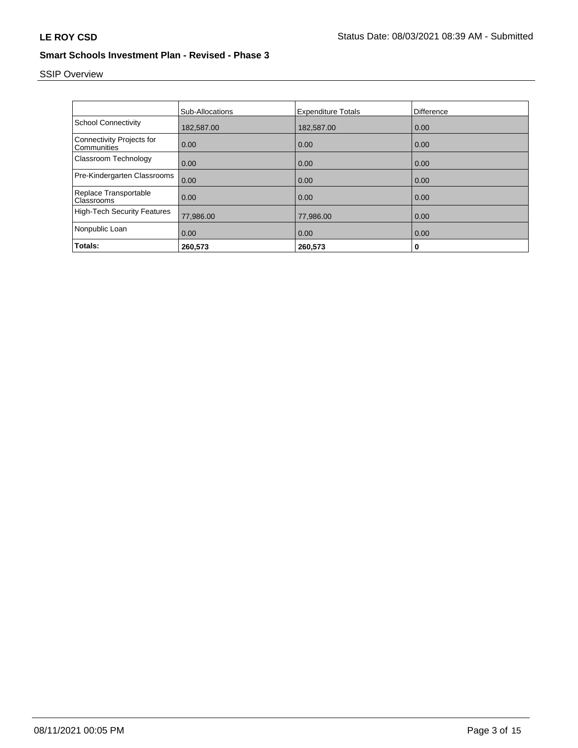**LE ROY CSD**

**Smart Schools Investment Plan - Revised - Phase 3**

SSIP Overview

| | Sub-Allocations | Expenditure Totals | Difference |
|---|---|---|---|
| School Connectivity | 182,587.00 | 182,587.00 | 0.00 |
| Connectivity Projects for Communities | 0.00 | 0.00 | 0.00 |
| Classroom Technology | 0.00 | 0.00 | 0.00 |
| Pre-Kindergarten Classrooms | 0.00 | 0.00 | 0.00 |
| Replace Transportable Classrooms | 0.00 | 0.00 | 0.00 |
| High-Tech Security Features | 77,986.00 | 77,986.00 | 0.00 |
| Nonpublic Loan | 0.00 | 0.00 | 0.00 |
| **Totals:** | **260,573** | **260,573** | **0** |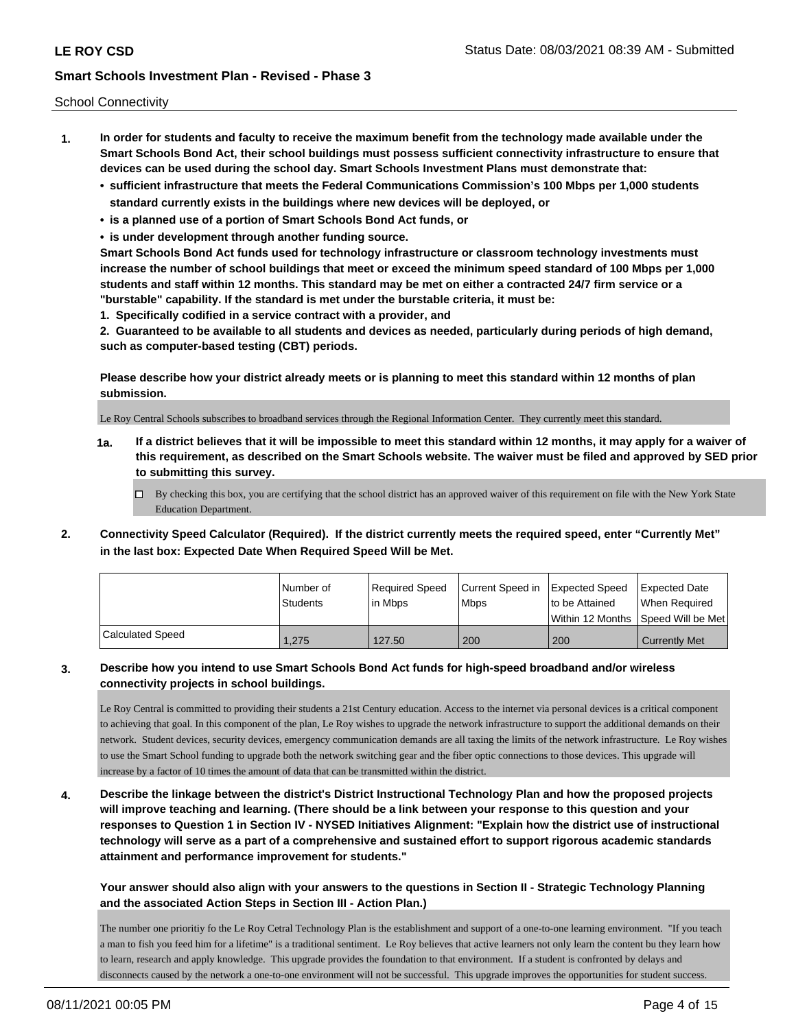School Connectivity

1. **In order for students and faculty to receive the maximum benefit from the technology made available under the Smart Schools Bond Act, their school buildings must possess sufficient connectivity infrastructure to ensure that devices can be used during the school day. Smart Schools Investment Plans must demonstrate that:**
   - **sufficient infrastructure that meets the Federal Communications Commission's 100 Mbps per 1,000 students standard currently exists in the buildings where new devices will be deployed, or**
   - **is a planned use of a portion of Smart Schools Bond Act funds, or**
   - **is under development through another funding source.**

   **Smart Schools Bond Act funds used for technology infrastructure or classroom technology investments must increase the number of school buildings that meet or exceed the minimum speed standard of 100 Mbps per 1,000 students and staff within 12 months. This standard may be met on either a contracted 24/7 firm service or a "burstable" capability. If the standard is met under the burstable criteria, it must be:**

   **1. Specifically codified in a service contract with a provider, and**

   **2. Guaranteed to be available to all students and devices as needed, particularly during periods of high demand, such as computer-based testing (CBT) periods.**

   **Please describe how your district already meets or is planning to meet this standard within 12 months of plan submission.**

   Le Roy Central Schools subscribes to broadband services through the Regional Information Center. They currently meet this standard.

   **1a. If a district believes that it will be impossible to meet this standard within 12 months, it may apply for a waiver of this requirement, as described on the Smart Schools website. The waiver must be filed and approved by SED prior to submitting this survey.**

   ☐ By checking this box, you are certifying that the school district has an approved waiver of this requirement on file with the New York State Education Department.

2. **Connectivity Speed Calculator (Required). If the district currently meets the required speed, enter "Currently Met" in the last box: Expected Date When Required Speed Will be Met.**

| | Number of Students | Required Speed in Mbps | Current Speed in Mbps | Expected Speed to be Attained Within 12 Months | Expected Date When Required Speed Will be Met |
|---|---|---|---|---|---|
| Calculated Speed | 1,275 | 127.50 | 200 | 200 | Currently Met |

3. **Describe how you intend to use Smart Schools Bond Act funds for high-speed broadband and/or wireless connectivity projects in school buildings.**

   Le Roy Central is committed to providing their students a 21st Century education. Access to the internet via personal devices is a critical component to achieving that goal. In this component of the plan, Le Roy wishes to upgrade the network infrastructure to support the additional demands on their network. Student devices, security devices, emergency communication demands are all taxing the limits of the network infrastructure. Le Roy wishes to use the Smart School funding to upgrade both the network switching gear and the fiber optic connections to those devices. This upgrade will increase by a factor of 10 times the amount of data that can be transmitted within the district.

4. **Describe the linkage between the district's District Instructional Technology Plan and how the proposed projects will improve teaching and learning. (There should be a link between your response to this question and your responses to Question 1 in Section IV - NYSED Initiatives Alignment: "Explain how the district use of instructional technology will serve as a part of a comprehensive and sustained effort to support rigorous academic standards attainment and performance improvement for students."**

   **Your answer should also align with your answers to the questions in Section II - Strategic Technology Planning and the associated Action Steps in Section III - Action Plan.)**

   The number one prioritiy fo the Le Roy Cetral Technology Plan is the establishment and support of a one-to-one learning environment. "If you teach a man to fish you feed him for a lifetime" is a traditional sentiment. Le Roy believes that active learners not only learn the content bu they learn how to learn, research and apply knowledge. This upgrade provides the foundation to that environment. If a student is confronted by delays and disconnects caused by the network a one-to-one environment will not be successful. This upgrade improves the opportunities for student success.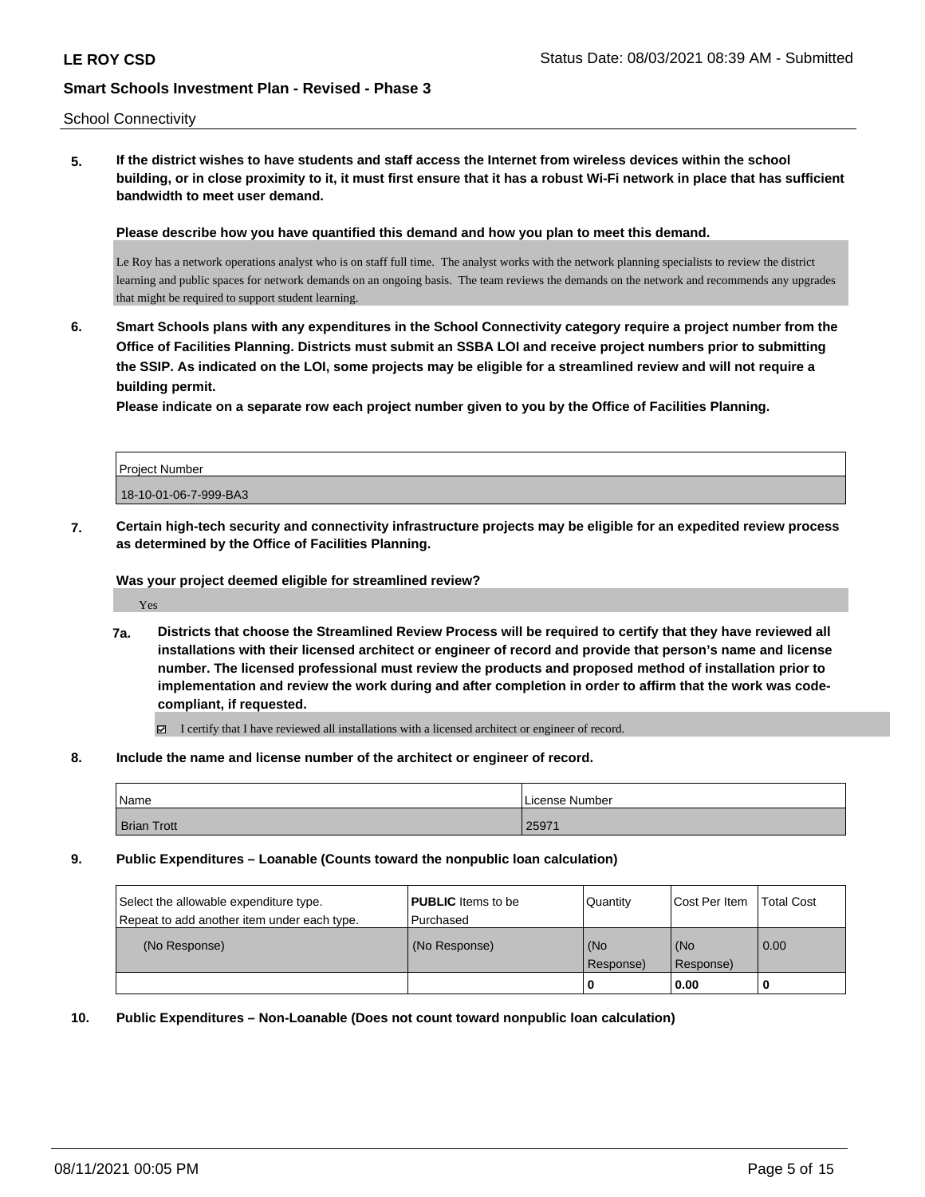School Connectivity

**5. If the district wishes to have students and staff access the Internet from wireless devices within the school building, or in close proximity to it, it must first ensure that it has a robust Wi-Fi network in place that has sufficient bandwidth to meet user demand.**

**Please describe how you have quantified this demand and how you plan to meet this demand.**

Le Roy has a network operations analyst who is on staff full time. The analyst works with the network planning specialists to review the district learning and public spaces for network demands on an ongoing basis. The team reviews the demands on the network and recommends any upgrades that might be required to support student learning.

**6. Smart Schools plans with any expenditures in the School Connectivity category require a project number from the Office of Facilities Planning. Districts must submit an SSBA LOI and receive project numbers prior to submitting the SSIP. As indicated on the LOI, some projects may be eligible for a streamlined review and will not require a building permit.**

**Please indicate on a separate row each project number given to you by the Office of Facilities Planning.**

| Project Number |
| --- |
| 18-10-01-06-7-999-BA3 |

**7. Certain high-tech security and connectivity infrastructure projects may be eligible for an expedited review process as determined by the Office of Facilities Planning.**

**Was your project deemed eligible for streamlined review?**

Yes

**7a. Districts that choose the Streamlined Review Process will be required to certify that they have reviewed all installations with their licensed architect or engineer of record and provide that person's name and license number. The licensed professional must review the products and proposed method of installation prior to implementation and review the work during and after completion in order to affirm that the work was code-compliant, if requested.**

☑ I certify that I have reviewed all installations with a licensed architect or engineer of record.

**8. Include the name and license number of the architect or engineer of record.**

| Name | License Number |
| --- | --- |
| Brian Trott | 25971 |

**9. Public Expenditures – Loanable (Counts toward the nonpublic loan calculation)**

| Select the allowable expenditure type. Repeat to add another item under each type. | **PUBLIC** Items to be Purchased | Quantity | Cost Per Item | Total Cost |
| --- | --- | --- | --- | --- |
| (No Response) | (No Response) | (No Response) | (No Response) | 0.00 |
| | | **0** | **0.00** | **0** |

**10. Public Expenditures – Non-Loanable (Does not count toward nonpublic loan calculation)**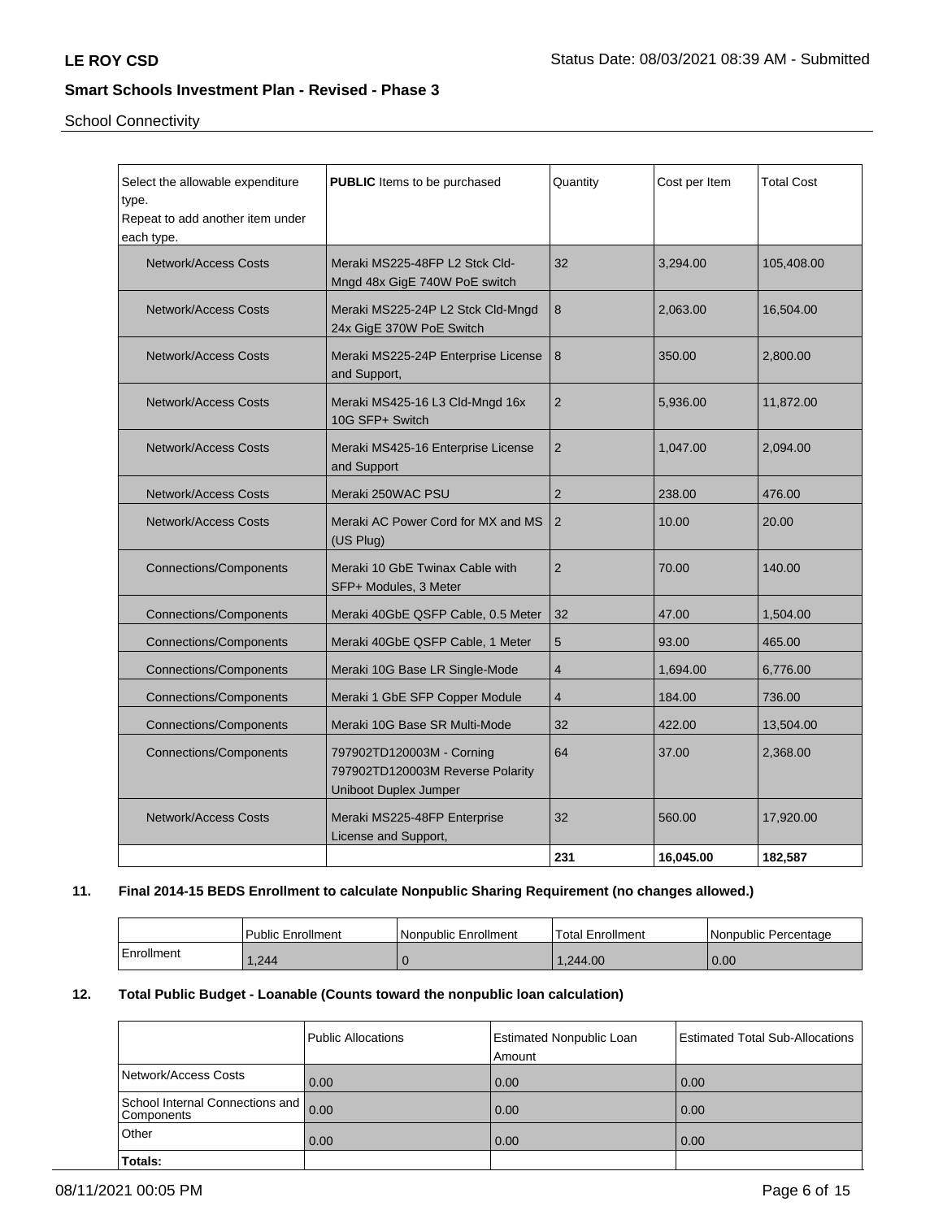School Connectivity

| Select the allowable expenditure type. Repeat to add another item under each type. | **PUBLIC** Items to be purchased | Quantity | Cost per Item | Total Cost |
|---|---|---|---|---|
| Network/Access Costs | Meraki MS225-48FP L2 Stck Cld-Mngd 48x GigE 740W PoE switch | 32 | 3,294.00 | 105,408.00 |
| Network/Access Costs | Meraki MS225-24P L2 Stck Cld-Mngd 24x GigE 370W PoE Switch | 8 | 2,063.00 | 16,504.00 |
| Network/Access Costs | Meraki MS225-24P Enterprise License and Support, | 8 | 350.00 | 2,800.00 |
| Network/Access Costs | Meraki MS425-16 L3 Cld-Mngd 16x 10G SFP+ Switch | 2 | 5,936.00 | 11,872.00 |
| Network/Access Costs | Meraki MS425-16 Enterprise License and Support | 2 | 1,047.00 | 2,094.00 |
| Network/Access Costs | Meraki 250WAC PSU | 2 | 238.00 | 476.00 |
| Network/Access Costs | Meraki AC Power Cord for MX and MS (US Plug) | 2 | 10.00 | 20.00 |
| Connections/Components | Meraki 10 GbE Twinax Cable with SFP+ Modules, 3 Meter | 2 | 70.00 | 140.00 |
| Connections/Components | Meraki 40GbE QSFP Cable, 0.5 Meter | 32 | 47.00 | 1,504.00 |
| Connections/Components | Meraki 40GbE QSFP Cable, 1 Meter | 5 | 93.00 | 465.00 |
| Connections/Components | Meraki 10G Base LR Single-Mode | 4 | 1,694.00 | 6,776.00 |
| Connections/Components | Meraki 1 GbE SFP Copper Module | 4 | 184.00 | 736.00 |
| Connections/Components | Meraki 10G Base SR Multi-Mode | 32 | 422.00 | 13,504.00 |
| Connections/Components | 797902TD120003M - Corning 797902TD120003M Reverse Polarity Uniboot Duplex Jumper | 64 | 37.00 | 2,368.00 |
| Network/Access Costs | Meraki MS225-48FP Enterprise License and Support, | 32 | 560.00 | 17,920.00 |
| | | **231** | **16,045.00** | **182,587** |

## 11. Final 2014-15 BEDS Enrollment to calculate Nonpublic Sharing Requirement (no changes allowed.)

| | Public Enrollment | Nonpublic Enrollment | Total Enrollment | Nonpublic Percentage |
|---|---|---|---|---|
| Enrollment | 1,244 | 0 | 1,244.00 | 0.00 |

## 12. Total Public Budget - Loanable (Counts toward the nonpublic loan calculation)

| | Public Allocations | Estimated Nonpublic Loan Amount | Estimated Total Sub-Allocations |
|---|---|---|---|
| Network/Access Costs | 0.00 | 0.00 | 0.00 |
| School Internal Connections and Components | 0.00 | 0.00 | 0.00 |
| Other | 0.00 | 0.00 | 0.00 |
| **Totals:** | | | |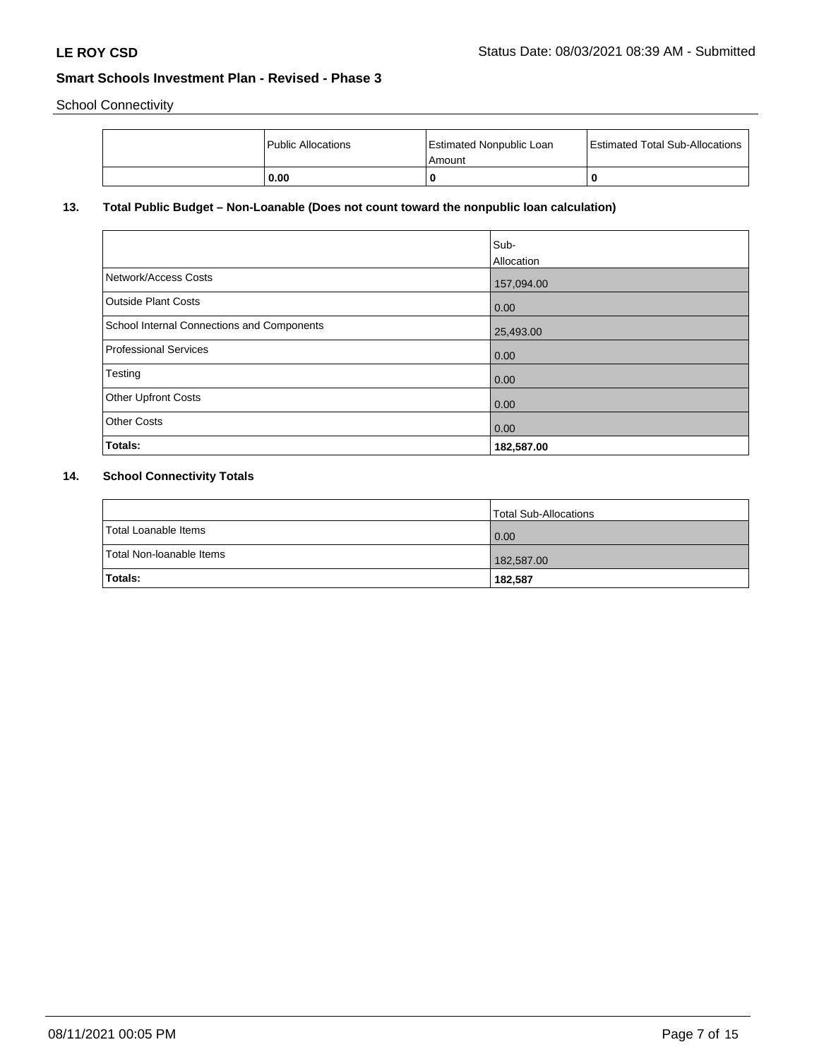School Connectivity

| | Public Allocations | Estimated Nonpublic Loan Amount | Estimated Total Sub-Allocations |
|---|---|---|---|
| | **0.00** | **0** | **0** |

## 13. Total Public Budget – Non-Loanable (Does not count toward the nonpublic loan calculation)

| | Sub-Allocation |
|---|---|
| Network/Access Costs | 157,094.00 |
| Outside Plant Costs | 0.00 |
| School Internal Connections and Components | 25,493.00 |
| Professional Services | 0.00 |
| Testing | 0.00 |
| Other Upfront Costs | 0.00 |
| Other Costs | 0.00 |
| **Totals:** | **182,587.00** |

## 14. School Connectivity Totals

| | Total Sub-Allocations |
|---|---|
| Total Loanable Items | 0.00 |
| Total Non-loanable Items | 182,587.00 |
| **Totals:** | **182,587** |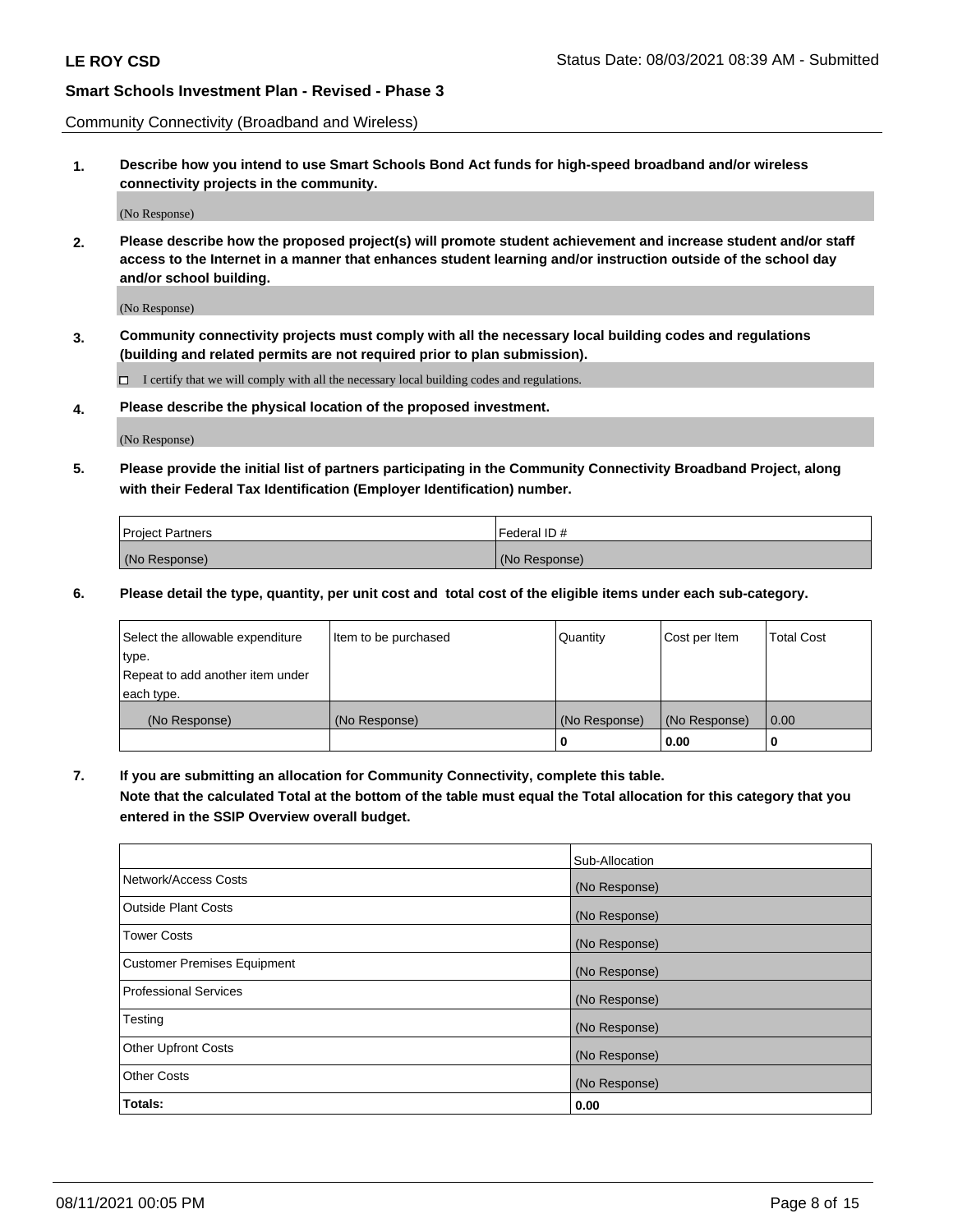Community Connectivity (Broadband and Wireless)

**1. Describe how you intend to use Smart Schools Bond Act funds for high-speed broadband and/or wireless connectivity projects in the community.**

(No Response)

**2. Please describe how the proposed project(s) will promote student achievement and increase student and/or staff access to the Internet in a manner that enhances student learning and/or instruction outside of the school day and/or school building.**

(No Response)

**3. Community connectivity projects must comply with all the necessary local building codes and regulations (building and related permits are not required prior to plan submission).**

☐ I certify that we will comply with all the necessary local building codes and regulations.

**4. Please describe the physical location of the proposed investment.**

(No Response)

**5. Please provide the initial list of partners participating in the Community Connectivity Broadband Project, along with their Federal Tax Identification (Employer Identification) number.**

| Project Partners | Federal ID # |
|---|---|
| (No Response) | (No Response) |

**6. Please detail the type, quantity, per unit cost and total cost of the eligible items under each sub-category.**

| Select the allowable expenditure type. Repeat to add another item under each type. | Item to be purchased | Quantity | Cost per Item | Total Cost |
|---|---|---|---|---|
| (No Response) | (No Response) | (No Response) | (No Response) | 0.00 |
| | | **0** | **0.00** | **0** |

**7. If you are submitting an allocation for Community Connectivity, complete this table. Note that the calculated Total at the bottom of the table must equal the Total allocation for this category that you entered in the SSIP Overview overall budget.**

| | Sub-Allocation |
|---|---|
| Network/Access Costs | (No Response) |
| Outside Plant Costs | (No Response) |
| Tower Costs | (No Response) |
| Customer Premises Equipment | (No Response) |
| Professional Services | (No Response) |
| Testing | (No Response) |
| Other Upfront Costs | (No Response) |
| Other Costs | (No Response) |
| **Totals:** | **0.00** |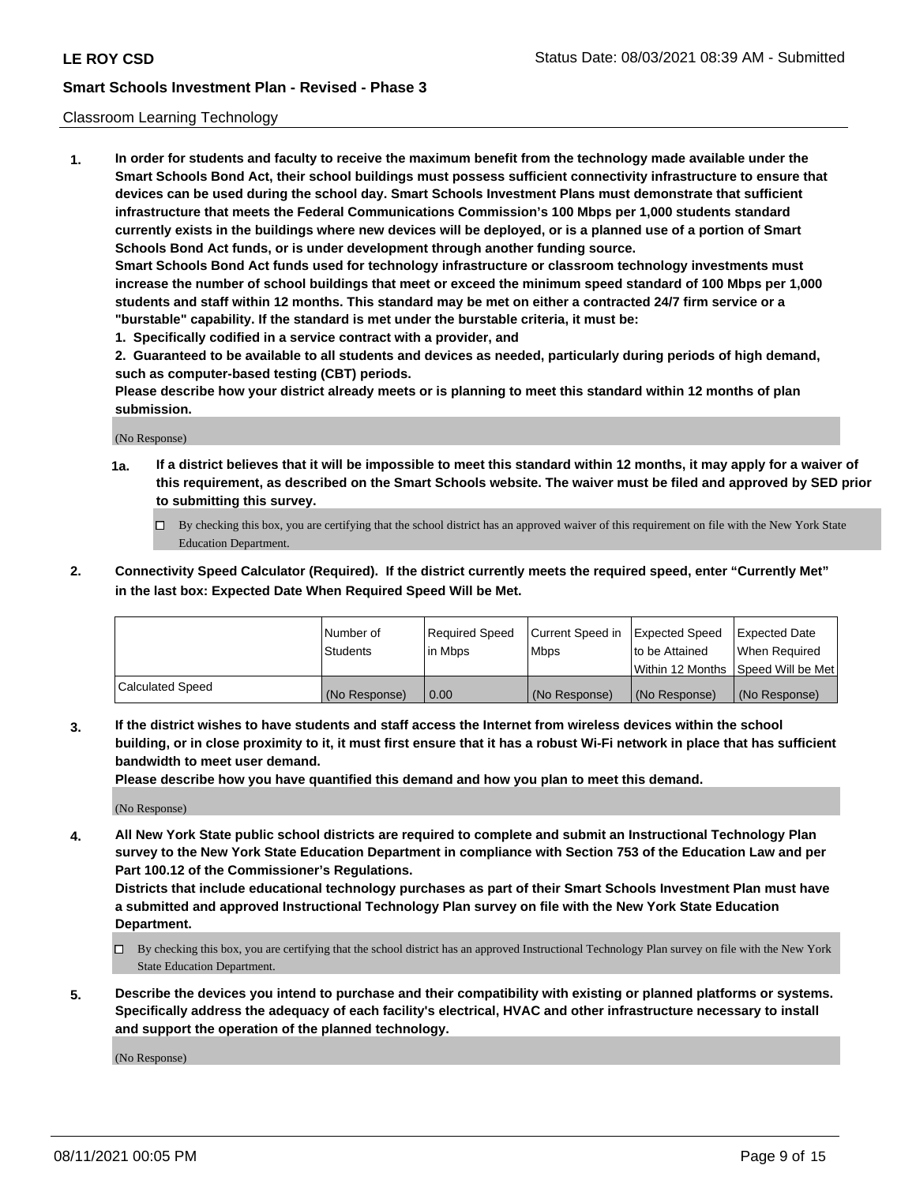Classroom Learning Technology

**1. In order for students and faculty to receive the maximum benefit from the technology made available under the Smart Schools Bond Act, their school buildings must possess sufficient connectivity infrastructure to ensure that devices can be used during the school day. Smart Schools Investment Plans must demonstrate that sufficient infrastructure that meets the Federal Communications Commission's 100 Mbps per 1,000 students standard currently exists in the buildings where new devices will be deployed, or is a planned use of a portion of Smart Schools Bond Act funds, or is under development through another funding source.**

**Smart Schools Bond Act funds used for technology infrastructure or classroom technology investments must increase the number of school buildings that meet or exceed the minimum speed standard of 100 Mbps per 1,000 students and staff within 12 months. This standard may be met on either a contracted 24/7 firm service or a "burstable" capability. If the standard is met under the burstable criteria, it must be:**

**1. Specifically codified in a service contract with a provider, and**

**2. Guaranteed to be available to all students and devices as needed, particularly during periods of high demand, such as computer-based testing (CBT) periods.**

**Please describe how your district already meets or is planning to meet this standard within 12 months of plan submission.**

(No Response)

**1a. If a district believes that it will be impossible to meet this standard within 12 months, it may apply for a waiver of this requirement, as described on the Smart Schools website. The waiver must be filed and approved by SED prior to submitting this survey.**

☐ By checking this box, you are certifying that the school district has an approved waiver of this requirement on file with the New York State Education Department.

**2. Connectivity Speed Calculator (Required). If the district currently meets the required speed, enter "Currently Met" in the last box: Expected Date When Required Speed Will be Met.**

| | Number of Students | Required Speed in Mbps | Current Speed in Mbps | Expected Speed to be Attained Within 12 Months | Expected Date When Required Speed Will be Met |
|---|---|---|---|---|---|
| Calculated Speed | (No Response) | 0.00 | (No Response) | (No Response) | (No Response) |

**3. If the district wishes to have students and staff access the Internet from wireless devices within the school building, or in close proximity to it, it must first ensure that it has a robust Wi-Fi network in place that has sufficient bandwidth to meet user demand.**

**Please describe how you have quantified this demand and how you plan to meet this demand.**

(No Response)

**4. All New York State public school districts are required to complete and submit an Instructional Technology Plan survey to the New York State Education Department in compliance with Section 753 of the Education Law and per Part 100.12 of the Commissioner's Regulations.**

**Districts that include educational technology purchases as part of their Smart Schools Investment Plan must have a submitted and approved Instructional Technology Plan survey on file with the New York State Education Department.**

☐ By checking this box, you are certifying that the school district has an approved Instructional Technology Plan survey on file with the New York State Education Department.

**5. Describe the devices you intend to purchase and their compatibility with existing or planned platforms or systems. Specifically address the adequacy of each facility's electrical, HVAC and other infrastructure necessary to install and support the operation of the planned technology.**

(No Response)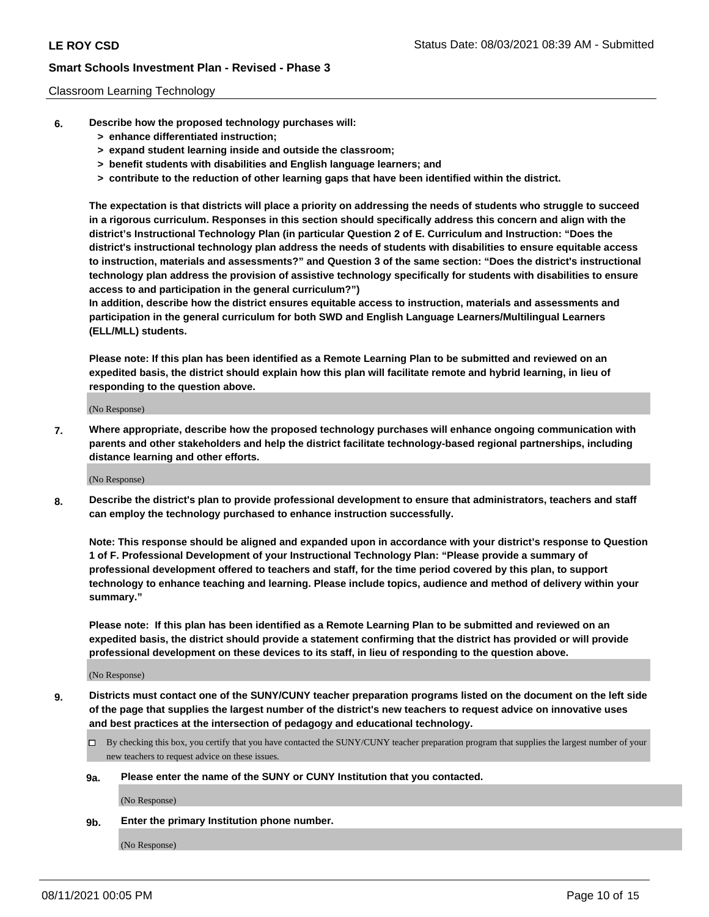Classroom Learning Technology

**6. Describe how the proposed technology purchases will:**
   - **> enhance differentiated instruction;**
   - **> expand student learning inside and outside the classroom;**
   - **> benefit students with disabilities and English language learners; and**
   - **> contribute to the reduction of other learning gaps that have been identified within the district.**

**The expectation is that districts will place a priority on addressing the needs of students who struggle to succeed in a rigorous curriculum. Responses in this section should specifically address this concern and align with the district's Instructional Technology Plan (in particular Question 2 of E. Curriculum and Instruction: "Does the district's instructional technology plan address the needs of students with disabilities to ensure equitable access to instruction, materials and assessments?" and Question 3 of the same section: "Does the district's instructional technology plan address the provision of assistive technology specifically for students with disabilities to ensure access to and participation in the general curriculum?")**

**In addition, describe how the district ensures equitable access to instruction, materials and assessments and participation in the general curriculum for both SWD and English Language Learners/Multilingual Learners (ELL/MLL) students.**

**Please note: If this plan has been identified as a Remote Learning Plan to be submitted and reviewed on an expedited basis, the district should explain how this plan will facilitate remote and hybrid learning, in lieu of responding to the question above.**

(No Response)

**7. Where appropriate, describe how the proposed technology purchases will enhance ongoing communication with parents and other stakeholders and help the district facilitate technology-based regional partnerships, including distance learning and other efforts.**

(No Response)

**8. Describe the district's plan to provide professional development to ensure that administrators, teachers and staff can employ the technology purchased to enhance instruction successfully.**

**Note: This response should be aligned and expanded upon in accordance with your district's response to Question 1 of F. Professional Development of your Instructional Technology Plan: "Please provide a summary of professional development offered to teachers and staff, for the time period covered by this plan, to support technology to enhance teaching and learning. Please include topics, audience and method of delivery within your summary."**

**Please note: If this plan has been identified as a Remote Learning Plan to be submitted and reviewed on an expedited basis, the district should provide a statement confirming that the district has provided or will provide professional development on these devices to its staff, in lieu of responding to the question above.**

(No Response)

**9. Districts must contact one of the SUNY/CUNY teacher preparation programs listed on the document on the left side of the page that supplies the largest number of the district's new teachers to request advice on innovative uses and best practices at the intersection of pedagogy and educational technology.**

☐ By checking this box, you certify that you have contacted the SUNY/CUNY teacher preparation program that supplies the largest number of your new teachers to request advice on these issues.

**9a. Please enter the name of the SUNY or CUNY Institution that you contacted.**

(No Response)

**9b. Enter the primary Institution phone number.**

(No Response)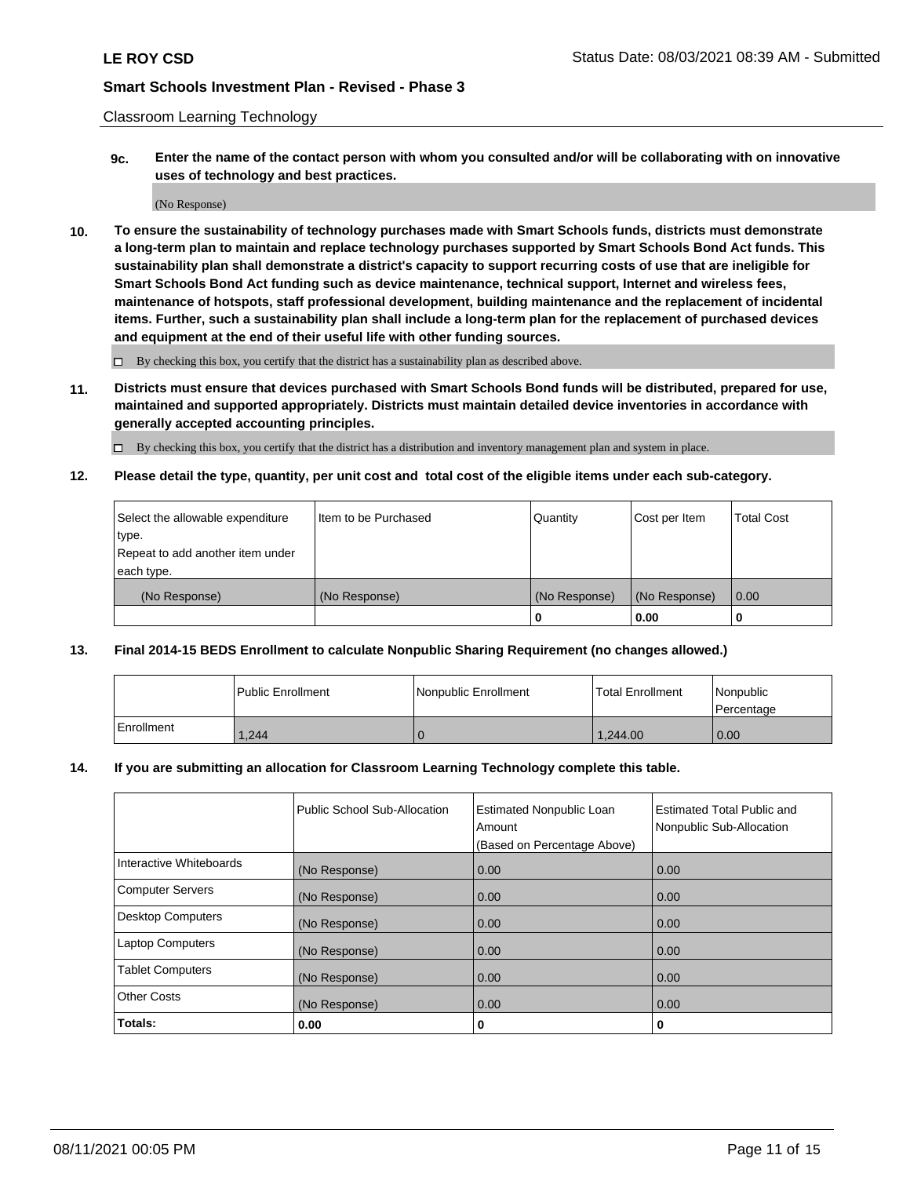Classroom Learning Technology

**9c. Enter the name of the contact person with whom you consulted and/or will be collaborating with on innovative uses of technology and best practices.**

(No Response)

**10. To ensure the sustainability of technology purchases made with Smart Schools funds, districts must demonstrate a long-term plan to maintain and replace technology purchases supported by Smart Schools Bond Act funds. This sustainability plan shall demonstrate a district's capacity to support recurring costs of use that are ineligible for Smart Schools Bond Act funding such as device maintenance, technical support, Internet and wireless fees, maintenance of hotspots, staff professional development, building maintenance and the replacement of incidental items. Further, such a sustainability plan shall include a long-term plan for the replacement of purchased devices and equipment at the end of their useful life with other funding sources.**

☐ By checking this box, you certify that the district has a sustainability plan as described above.

**11. Districts must ensure that devices purchased with Smart Schools Bond funds will be distributed, prepared for use, maintained and supported appropriately. Districts must maintain detailed device inventories in accordance with generally accepted accounting principles.**

☐ By checking this box, you certify that the district has a distribution and inventory management plan and system in place.

**12. Please detail the type, quantity, per unit cost and total cost of the eligible items under each sub-category.**

| Select the allowable expenditure type. Repeat to add another item under each type. | Item to be Purchased | Quantity | Cost per Item | Total Cost |
|---|---|---|---|---|
| (No Response) | (No Response) | (No Response) | (No Response) | 0.00 |
| | | **0** | **0.00** | **0** |

**13. Final 2014-15 BEDS Enrollment to calculate Nonpublic Sharing Requirement (no changes allowed.)**

| | Public Enrollment | Nonpublic Enrollment | Total Enrollment | Nonpublic Percentage |
|---|---|---|---|---|
| Enrollment | 1,244 | 0 | 1,244.00 | 0.00 |

**14. If you are submitting an allocation for Classroom Learning Technology complete this table.**

| | Public School Sub-Allocation | Estimated Nonpublic Loan Amount (Based on Percentage Above) | Estimated Total Public and Nonpublic Sub-Allocation |
|---|---|---|---|
| Interactive Whiteboards | (No Response) | 0.00 | 0.00 |
| Computer Servers | (No Response) | 0.00 | 0.00 |
| Desktop Computers | (No Response) | 0.00 | 0.00 |
| Laptop Computers | (No Response) | 0.00 | 0.00 |
| Tablet Computers | (No Response) | 0.00 | 0.00 |
| Other Costs | (No Response) | 0.00 | 0.00 |
| **Totals:** | **0.00** | **0** | **0** |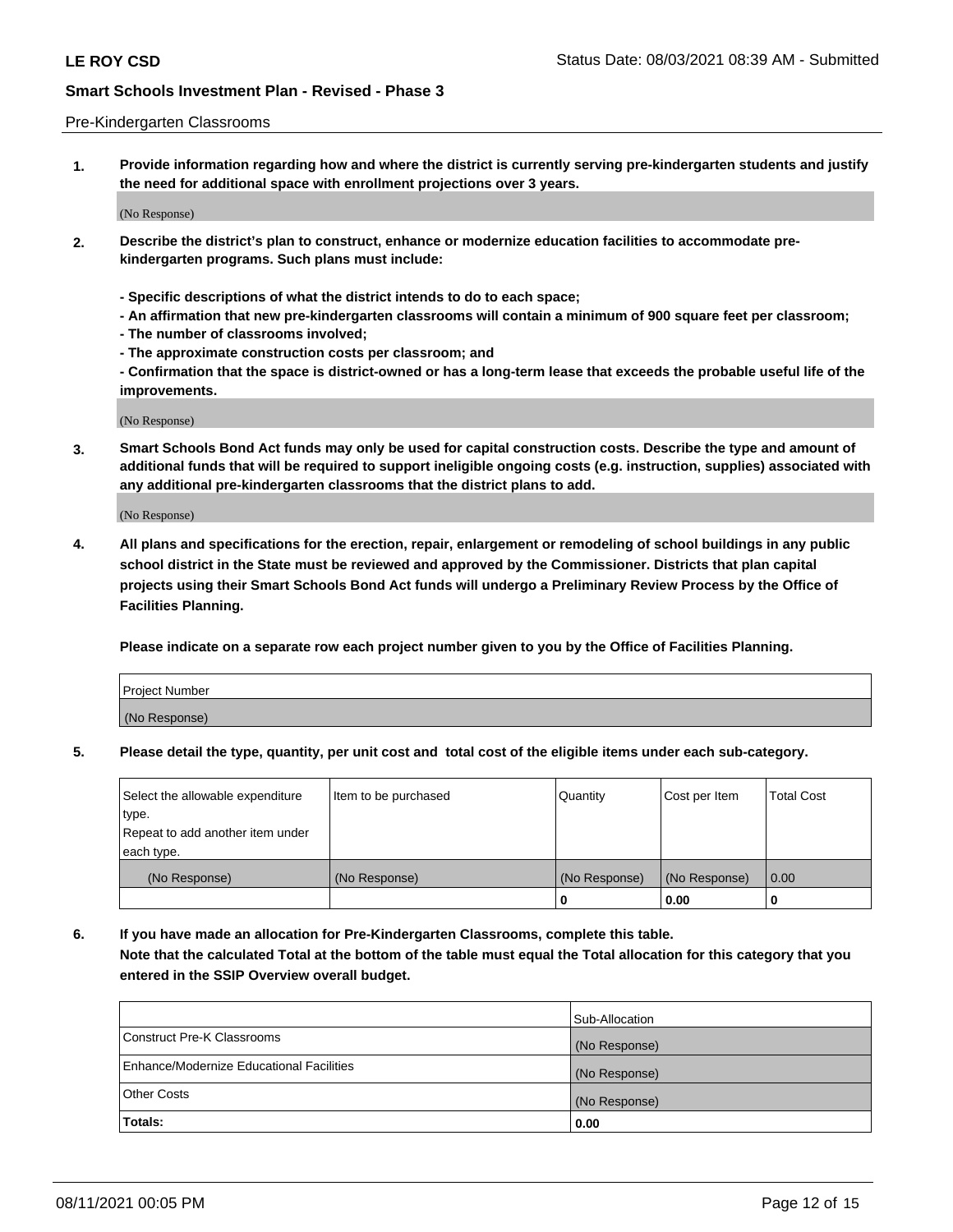Pre-Kindergarten Classrooms

**1. Provide information regarding how and where the district is currently serving pre-kindergarten students and justify the need for additional space with enrollment projections over 3 years.**

(No Response)

**2. Describe the district's plan to construct, enhance or modernize education facilities to accommodate pre-kindergarten programs. Such plans must include:**

**- Specific descriptions of what the district intends to do to each space;**
**- An affirmation that new pre-kindergarten classrooms will contain a minimum of 900 square feet per classroom;**
**- The number of classrooms involved;**
**- The approximate construction costs per classroom; and**
**- Confirmation that the space is district-owned or has a long-term lease that exceeds the probable useful life of the improvements.**

(No Response)

**3. Smart Schools Bond Act funds may only be used for capital construction costs. Describe the type and amount of additional funds that will be required to support ineligible ongoing costs (e.g. instruction, supplies) associated with any additional pre-kindergarten classrooms that the district plans to add.**

(No Response)

**4. All plans and specifications for the erection, repair, enlargement or remodeling of school buildings in any public school district in the State must be reviewed and approved by the Commissioner. Districts that plan capital projects using their Smart Schools Bond Act funds will undergo a Preliminary Review Process by the Office of Facilities Planning.**

**Please indicate on a separate row each project number given to you by the Office of Facilities Planning.**

| Project Number |
|---|
| (No Response) |

**5. Please detail the type, quantity, per unit cost and total cost of the eligible items under each sub-category.**

| Select the allowable expenditure type. Repeat to add another item under each type. | Item to be purchased | Quantity | Cost per Item | Total Cost |
|---|---|---|---|---|
| (No Response) | (No Response) | (No Response) | (No Response) | 0.00 |
| | | 0 | 0.00 | 0 |

**6. If you have made an allocation for Pre-Kindergarten Classrooms, complete this table.**
**Note that the calculated Total at the bottom of the table must equal the Total allocation for this category that you entered in the SSIP Overview overall budget.**

| | Sub-Allocation |
|---|---|
| Construct Pre-K Classrooms | (No Response) |
| Enhance/Modernize Educational Facilities | (No Response) |
| Other Costs | (No Response) |
| **Totals:** | **0.00** |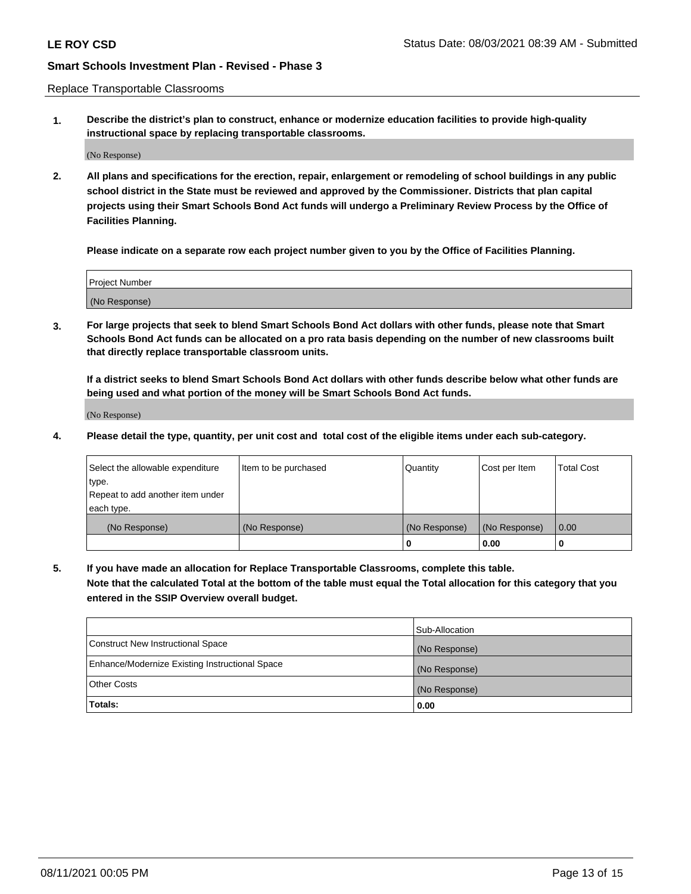Replace Transportable Classrooms

**1. Describe the district's plan to construct, enhance or modernize education facilities to provide high-quality instructional space by replacing transportable classrooms.**

(No Response)

**2. All plans and specifications for the erection, repair, enlargement or remodeling of school buildings in any public school district in the State must be reviewed and approved by the Commissioner. Districts that plan capital projects using their Smart Schools Bond Act funds will undergo a Preliminary Review Process by the Office of Facilities Planning.**

**Please indicate on a separate row each project number given to you by the Office of Facilities Planning.**

| Project Number |
|---|
| (No Response) |

**3. For large projects that seek to blend Smart Schools Bond Act dollars with other funds, please note that Smart Schools Bond Act funds can be allocated on a pro rata basis depending on the number of new classrooms built that directly replace transportable classroom units.**

**If a district seeks to blend Smart Schools Bond Act dollars with other funds describe below what other funds are being used and what portion of the money will be Smart Schools Bond Act funds.**

(No Response)

**4. Please detail the type, quantity, per unit cost and total cost of the eligible items under each sub-category.**

| Select the allowable expenditure type. Repeat to add another item under each type. | Item to be purchased | Quantity | Cost per Item | Total Cost |
|---|---|---|---|---|
| (No Response) | (No Response) | (No Response) | (No Response) | 0.00 |
| | | 0 | 0.00 | 0 |

**5. If you have made an allocation for Replace Transportable Classrooms, complete this table. Note that the calculated Total at the bottom of the table must equal the Total allocation for this category that you entered in the SSIP Overview overall budget.**

| | Sub-Allocation |
|---|---|
| Construct New Instructional Space | (No Response) |
| Enhance/Modernize Existing Instructional Space | (No Response) |
| Other Costs | (No Response) |
| **Totals:** | **0.00** |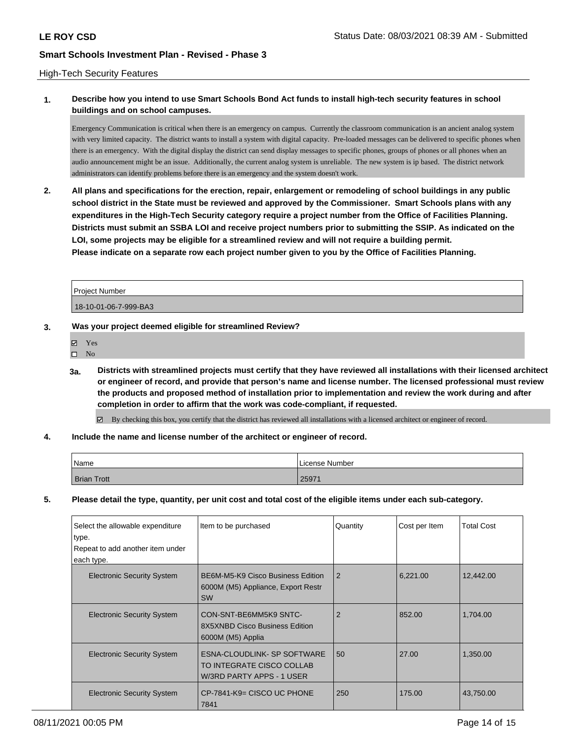High-Tech Security Features

**1. Describe how you intend to use Smart Schools Bond Act funds to install high-tech security features in school buildings and on school campuses.**

Emergency Communication is critical when there is an emergency on campus. Currently the classroom communication is an ancient analog system with very limited capacity. The district wants to install a system with digital capacity. Pre-loaded messages can be delivered to specific phones when there is an emergency. With the digital display the district can send display messages to specific phones, groups of phones or all phones when an audio announcement might be an issue. Additionally, the current analog system is unreliable. The new system is ip based. The district network administrators can identify problems before there is an emergency and the system doesn't work.

**2. All plans and specifications for the erection, repair, enlargement or remodeling of school buildings in any public school district in the State must be reviewed and approved by the Commissioner. Smart Schools plans with any expenditures in the High-Tech Security category require a project number from the Office of Facilities Planning. Districts must submit an SSBA LOI and receive project numbers prior to submitting the SSIP. As indicated on the LOI, some projects may be eligible for a streamlined review and will not require a building permit.**
**Please indicate on a separate row each project number given to you by the Office of Facilities Planning.**

| Project Number |
|---|
| 18-10-01-06-7-999-BA3 |

**3. Was your project deemed eligible for streamlined Review?**

- ☑ Yes
- ☐ No

**3a. Districts with streamlined projects must certify that they have reviewed all installations with their licensed architect or engineer of record, and provide that person's name and license number. The licensed professional must review the products and proposed method of installation prior to implementation and review the work during and after completion in order to affirm that the work was code-compliant, if requested.**

☑ By checking this box, you certify that the district has reviewed all installations with a licensed architect or engineer of record.

**4. Include the name and license number of the architect or engineer of record.**

| Name | License Number |
|---|---|
| Brian Trott | 25971 |

**5. Please detail the type, quantity, per unit cost and total cost of the eligible items under each sub-category.**

| Select the allowable expenditure type. Repeat to add another item under each type. | Item to be purchased | Quantity | Cost per Item | Total Cost |
|---|---|---|---|---|
| Electronic Security System | BE6M-M5-K9 Cisco Business Edition 6000M (M5) Appliance, Export Restr SW | 2 | 6,221.00 | 12,442.00 |
| Electronic Security System | CON-SNT-BE6MM5K9 SNTC-8X5XNBD Cisco Business Edition 6000M (M5) Applia | 2 | 852.00 | 1,704.00 |
| Electronic Security System | ESNA-CLOUDLINK- SP SOFTWARE TO INTEGRATE CISCO COLLAB W/3RD PARTY APPS - 1 USER | 50 | 27.00 | 1,350.00 |
| Electronic Security System | CP-7841-K9= CISCO UC PHONE 7841 | 250 | 175.00 | 43,750.00 |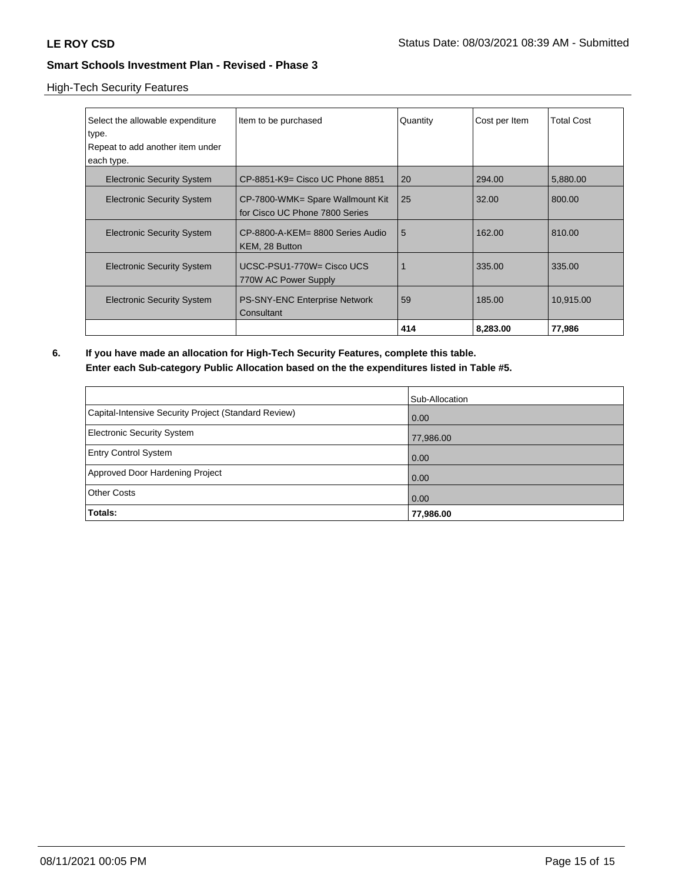High-Tech Security Features

| Select the allowable expenditure type. Repeat to add another item under each type. | Item to be purchased | Quantity | Cost per Item | Total Cost |
|---|---|---|---|---|
| Electronic Security System | CP-8851-K9= Cisco UC Phone 8851 | 20 | 294.00 | 5,880.00 |
| Electronic Security System | CP-7800-WMK= Spare Wallmount Kit for Cisco UC Phone 7800 Series | 25 | 32.00 | 800.00 |
| Electronic Security System | CP-8800-A-KEM= 8800 Series Audio KEM, 28 Button | 5 | 162.00 | 810.00 |
| Electronic Security System | UCSC-PSU1-770W= Cisco UCS 770W AC Power Supply | 1 | 335.00 | 335.00 |
| Electronic Security System | PS-SNY-ENC Enterprise Network Consultant | 59 | 185.00 | 10,915.00 |
| | | **414** | **8,283.00** | **77,986** |

**6. If you have made an allocation for High-Tech Security Features, complete this table.**
**Enter each Sub-category Public Allocation based on the the expenditures listed in Table #5.**

| | Sub-Allocation |
|---|---|
| Capital-Intensive Security Project (Standard Review) | 0.00 |
| Electronic Security System | 77,986.00 |
| Entry Control System | 0.00 |
| Approved Door Hardening Project | 0.00 |
| Other Costs | 0.00 |
| **Totals:** | **77,986.00** |